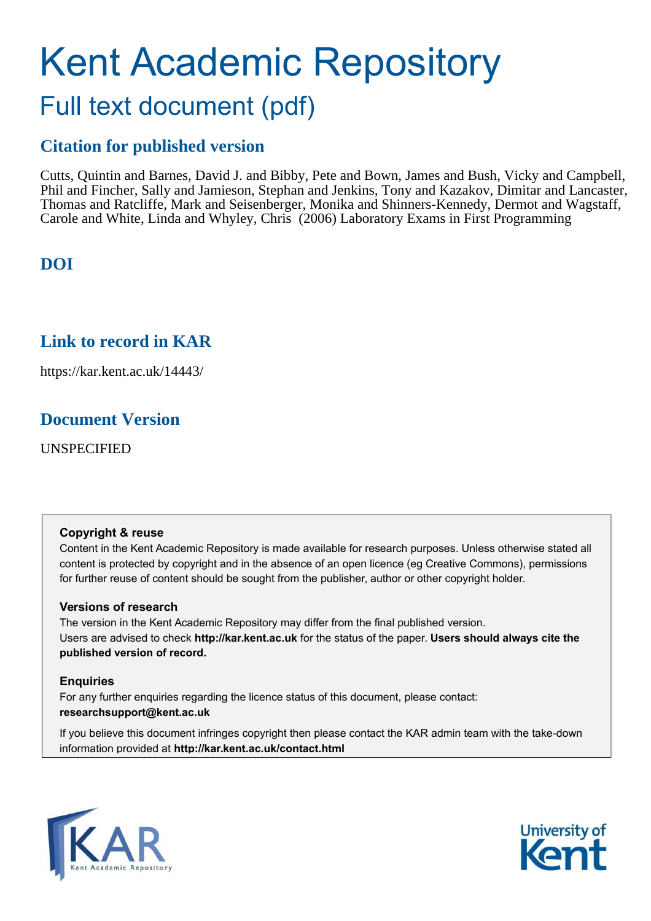# Kent Academic Repository

## Full text document (pdf)

### Citation for published version

Cutts, Quintin and Barnes, David J. and Bibby, Pete and Bown, James and Bush, Vicky and Campbell, Phil and Fincher, Sally and Jamieson, Stephan and Jenkins, Tony and Kazakov, Dimitar and Lancaster, Thomas and Ratcliffe, Mark and Seisenberger, Monika and Shinners-Kennedy, Dermot and Wagstaff, Carole and White, Linda and Whyley, Chris (2006) Laboratory Exams in First Programming

### DOI

### Link to record in KAR

https://kar.kent.ac.uk/14443/

### Document Version

UNSPECIFIED

**Copyright & reuse**

Content in the Kent Academic Repository is made available for research purposes. Unless otherwise stated all content is protected by copyright and in the absence of an open licence (eg Creative Commons), permissions for further reuse of content should be sought from the publisher, author or other copyright holder.

**Versions of research**

The version in the Kent Academic Repository may differ from the final published version. Users are advised to check **http://kar.kent.ac.uk** for the status of the paper. **Users should always cite the published version of record.**

**Enquiries**

For any further enquiries regarding the licence status of this document, please contact: **researchsupport@kent.ac.uk**

If you believe this document infringes copyright then please contact the KAR admin team with the take-down information provided at **http://kar.kent.ac.uk/contact.html**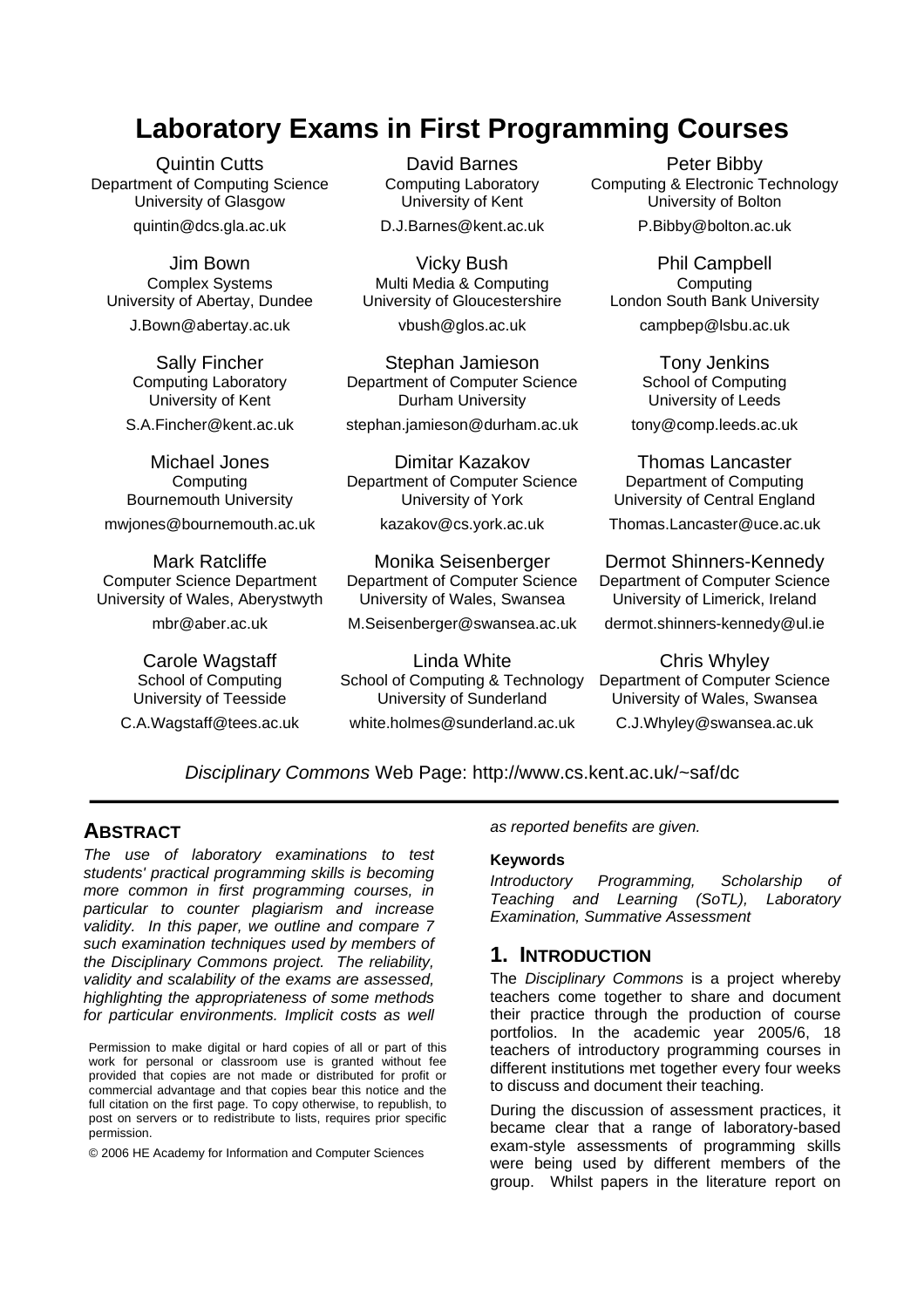# Laboratory Exams in First Programming Courses

Quintin Cutts
Department of Computing Science
University of Glasgow
quintin@dcs.gla.ac.uk

David Barnes
Computing Laboratory
University of Kent
D.J.Barnes@kent.ac.uk

Peter Bibby
Computing & Electronic Technology
University of Bolton
P.Bibby@bolton.ac.uk

Jim Bown
Complex Systems
University of Abertay, Dundee
J.Bown@abertay.ac.uk

Vicky Bush
Multi Media & Computing
University of Gloucestershire
vbush@glos.ac.uk

Phil Campbell
Computing
London South Bank University
campbep@lsbu.ac.uk

Sally Fincher
Computing Laboratory
University of Kent
S.A.Fincher@kent.ac.uk

Stephan Jamieson
Department of Computer Science
Durham University
stephan.jamieson@durham.ac.uk

Tony Jenkins
School of Computing
University of Leeds
tony@comp.leeds.ac.uk

Michael Jones
Computing
Bournemouth University
mwjones@bournemouth.ac.uk

Dimitar Kazakov
Department of Computer Science
University of York
kazakov@cs.york.ac.uk

Thomas Lancaster
Department of Computing
University of Central England
Thomas.Lancaster@uce.ac.uk

Mark Ratcliffe
Computer Science Department
University of Wales, Aberystwyth
mbr@aber.ac.uk

Monika Seisenberger
Department of Computer Science
University of Wales, Swansea
M.Seisenberger@swansea.ac.uk

Dermot Shinners-Kennedy
Department of Computer Science
University of Limerick, Ireland
dermot.shinners-kennedy@ul.ie

Carole Wagstaff
School of Computing
University of Teesside
C.A.Wagstaff@tees.ac.uk

Linda White
School of Computing & Technology
University of Sunderland
white.holmes@sunderland.ac.uk

Chris Whyley
Department of Computer Science
University of Wales, Swansea
C.J.Whyley@swansea.ac.uk

*Disciplinary Commons* Web Page: http://www.cs.kent.ac.uk/~saf/dc

## ABSTRACT

*The use of laboratory examinations to test students' practical programming skills is becoming more common in first programming courses, in particular to counter plagiarism and increase validity. In this paper, we outline and compare 7 such examination techniques used by members of the Disciplinary Commons project. The reliability, validity and scalability of the exams are assessed, highlighting the appropriateness of some methods for particular environments. Implicit costs as well as reported benefits are given.*

Permission to make digital or hard copies of all or part of this work for personal or classroom use is granted without fee provided that copies are not made or distributed for profit or commercial advantage and that copies bear this notice and the full citation on the first page. To copy otherwise, to republish, to post on servers or to redistribute to lists, requires prior specific permission.

© 2006 HE Academy for Information and Computer Sciences

### Keywords

*Introductory Programming, Scholarship of Teaching and Learning (SoTL), Laboratory Examination, Summative Assessment*

## 1. INTRODUCTION

The *Disciplinary Commons* is a project whereby teachers come together to share and document their practice through the production of course portfolios. In the academic year 2005/6, 18 teachers of introductory programming courses in different institutions met together every four weeks to discuss and document their teaching.

During the discussion of assessment practices, it became clear that a range of laboratory-based exam-style assessments of programming skills were being used by different members of the group. Whilst papers in the literature report on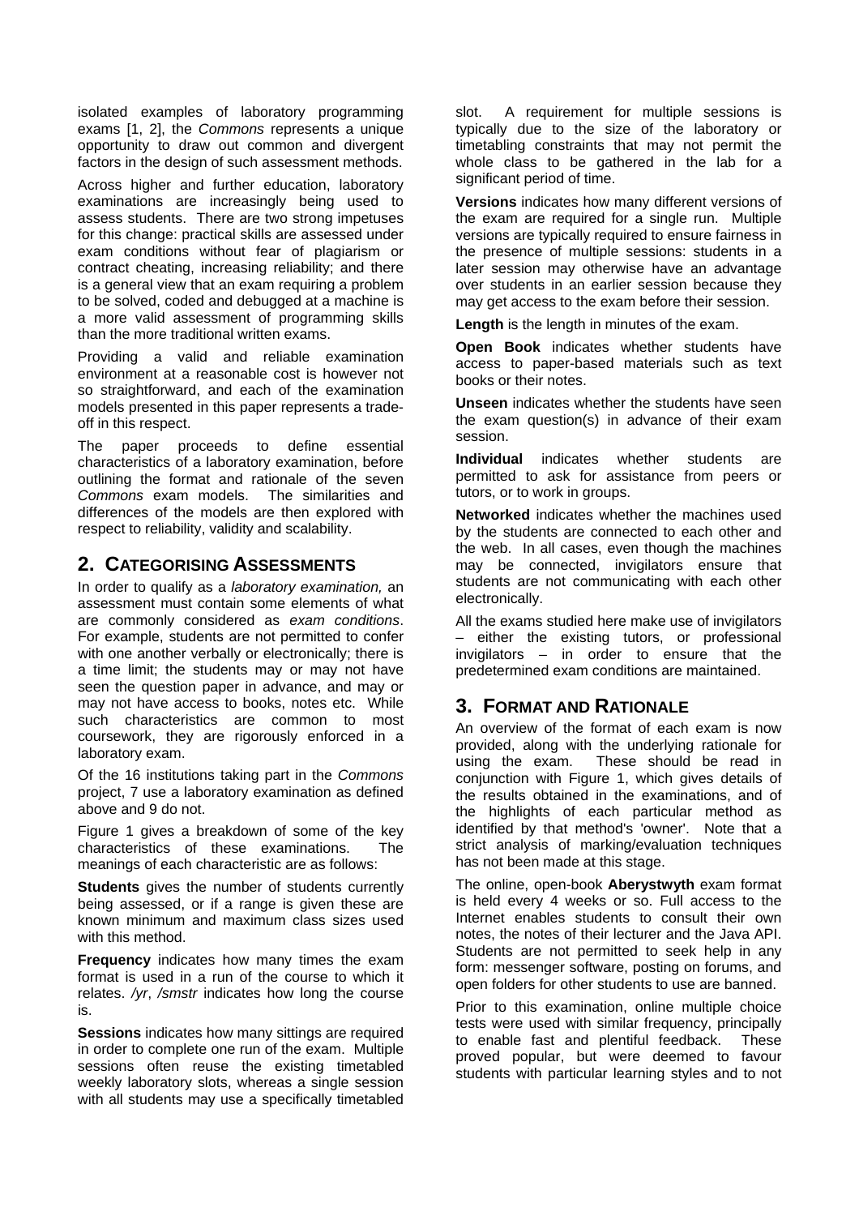isolated examples of laboratory programming exams [1, 2], the *Commons* represents a unique opportunity to draw out common and divergent factors in the design of such assessment methods.

Across higher and further education, laboratory examinations are increasingly being used to assess students. There are two strong impetuses for this change: practical skills are assessed under exam conditions without fear of plagiarism or contract cheating, increasing reliability; and there is a general view that an exam requiring a problem to be solved, coded and debugged at a machine is a more valid assessment of programming skills than the more traditional written exams.

Providing a valid and reliable examination environment at a reasonable cost is however not so straightforward, and each of the examination models presented in this paper represents a trade-off in this respect.

The paper proceeds to define essential characteristics of a laboratory examination, before outlining the format and rationale of the seven *Commons* exam models. The similarities and differences of the models are then explored with respect to reliability, validity and scalability.

## 2. CATEGORISING ASSESSMENTS

In order to qualify as a *laboratory examination,* an assessment must contain some elements of what are commonly considered as *exam conditions*. For example, students are not permitted to confer with one another verbally or electronically; there is a time limit; the students may or may not have seen the question paper in advance, and may or may not have access to books, notes etc. While such characteristics are common to most coursework, they are rigorously enforced in a laboratory exam.

Of the 16 institutions taking part in the *Commons* project, 7 use a laboratory examination as defined above and 9 do not.

Figure 1 gives a breakdown of some of the key characteristics of these examinations. The meanings of each characteristic are as follows:

**Students** gives the number of students currently being assessed, or if a range is given these are known minimum and maximum class sizes used with this method.

**Frequency** indicates how many times the exam format is used in a run of the course to which it relates. */yr*, */smstr* indicates how long the course is.

**Sessions** indicates how many sittings are required in order to complete one run of the exam. Multiple sessions often reuse the existing timetabled weekly laboratory slots, whereas a single session with all students may use a specifically timetabled slot. A requirement for multiple sessions is typically due to the size of the laboratory or timetabling constraints that may not permit the whole class to be gathered in the lab for a significant period of time.

**Versions** indicates how many different versions of the exam are required for a single run. Multiple versions are typically required to ensure fairness in the presence of multiple sessions: students in a later session may otherwise have an advantage over students in an earlier session because they may get access to the exam before their session.

**Length** is the length in minutes of the exam.

**Open Book** indicates whether students have access to paper-based materials such as text books or their notes.

**Unseen** indicates whether the students have seen the exam question(s) in advance of their exam session.

**Individual** indicates whether students are permitted to ask for assistance from peers or tutors, or to work in groups.

**Networked** indicates whether the machines used by the students are connected to each other and the web. In all cases, even though the machines may be connected, invigilators ensure that students are not communicating with each other electronically.

All the exams studied here make use of invigilators – either the existing tutors, or professional invigilators – in order to ensure that the predetermined exam conditions are maintained.

## 3. FORMAT AND RATIONALE

An overview of the format of each exam is now provided, along with the underlying rationale for using the exam. These should be read in conjunction with Figure 1, which gives details of the results obtained in the examinations, and of the highlights of each particular method as identified by that method's 'owner'. Note that a strict analysis of marking/evaluation techniques has not been made at this stage.

The online, open-book **Aberystwyth** exam format is held every 4 weeks or so. Full access to the Internet enables students to consult their own notes, the notes of their lecturer and the Java API. Students are not permitted to seek help in any form: messenger software, posting on forums, and open folders for other students to use are banned.

Prior to this examination, online multiple choice tests were used with similar frequency, principally to enable fast and plentiful feedback. These proved popular, but were deemed to favour students with particular learning styles and to not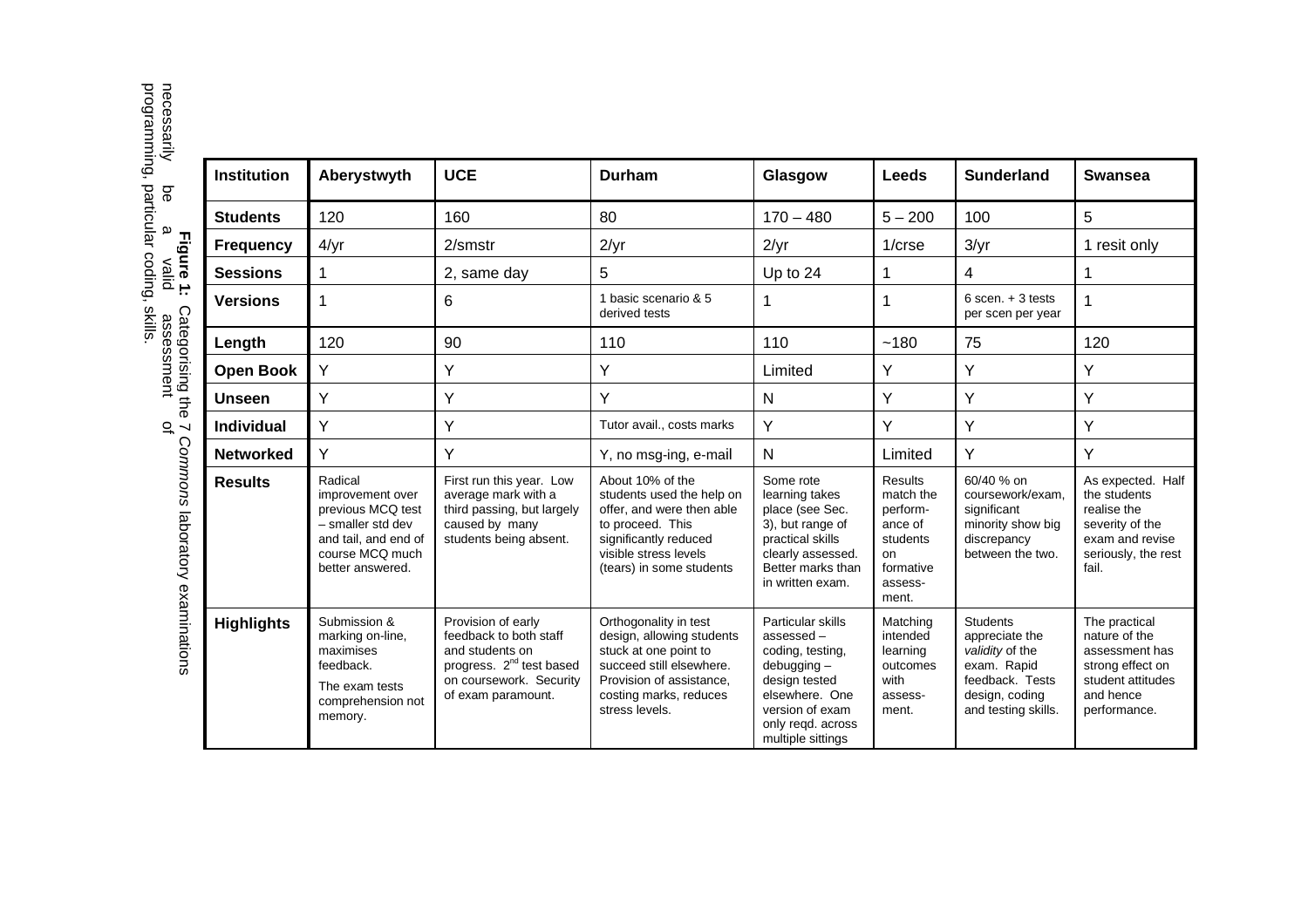| Institution | Aberystwyth | UCE | Durham | Glasgow | Leeds | Sunderland | Swansea |
| --- | --- | --- | --- | --- | --- | --- | --- |
| **Students** | 120 | 160 | 80 | 170 – 480 | 5 – 200 | 100 | 5 |
| **Frequency** | 4/yr | 2/smstr | 2/yr | 2/yr | 1/crse | 3/yr | 1 resit only |
| **Sessions** | 1 | 2, same day | 5 | Up to 24 | 1 | 4 | 1 |
| **Versions** | 1 | 6 | 1 basic scenario & 5 derived tests | 1 | 1 | 6 scen. + 3 tests per scen per year | 1 |
| **Length** | 120 | 90 | 110 | 110 | ~180 | 75 | 120 |
| **Open Book** | Y | Y | Y | Limited | Y | Y | Y |
| **Unseen** | Y | Y | Y | N | Y | Y | Y |
| **Individual** | Y | Y | Tutor avail., costs marks | Y | Y | Y | Y |
| **Networked** | Y | Y | Y, no msg-ing, e-mail | N | Limited | Y | Y |
| **Results** | Radical improvement over previous MCQ test – smaller std dev and tail, and end of course MCQ much better answered. | First run this year. Low average mark with a third passing, but largely caused by many students being absent. | About 10% of the students used the help on offer, and were then able to proceed. This significantly reduced visible stress levels (tears) in some students | Some rote learning takes place (see Sec. 3), but range of practical skills clearly assessed. Better marks than in written exam. | Results match the performance of students on formative assessment. | 60/40 % on coursework/exam, significant minority show big discrepancy between the two. | As expected. Half the students realise the severity of the exam and revise seriously, the rest fail. |
| **Highlights** | Submission & marking on-line, maximises feedback. The exam tests comprehension not memory. | Provision of early feedback to both staff and students on progress. 2nd test based on coursework. Security of exam paramount. | Orthogonality in test design, allowing students stuck at one point to succeed still elsewhere. Provision of assistance, costing marks, reduces stress levels. | Particular skills assessed – coding, testing, debugging – design tested elsewhere. One version of exam only reqd. across multiple sittings | Matching intended learning outcomes with assessment. | Students appreciate the *validity* of the exam. Rapid feedback. Tests design, coding and testing skills. | The practical nature of the assessment has strong effect on student attitudes and hence performance. |

**Figure 1:** Categorising the 7 *Commons* laboratory examinations necessarily be a valid assessment of programming, particular coding, skills.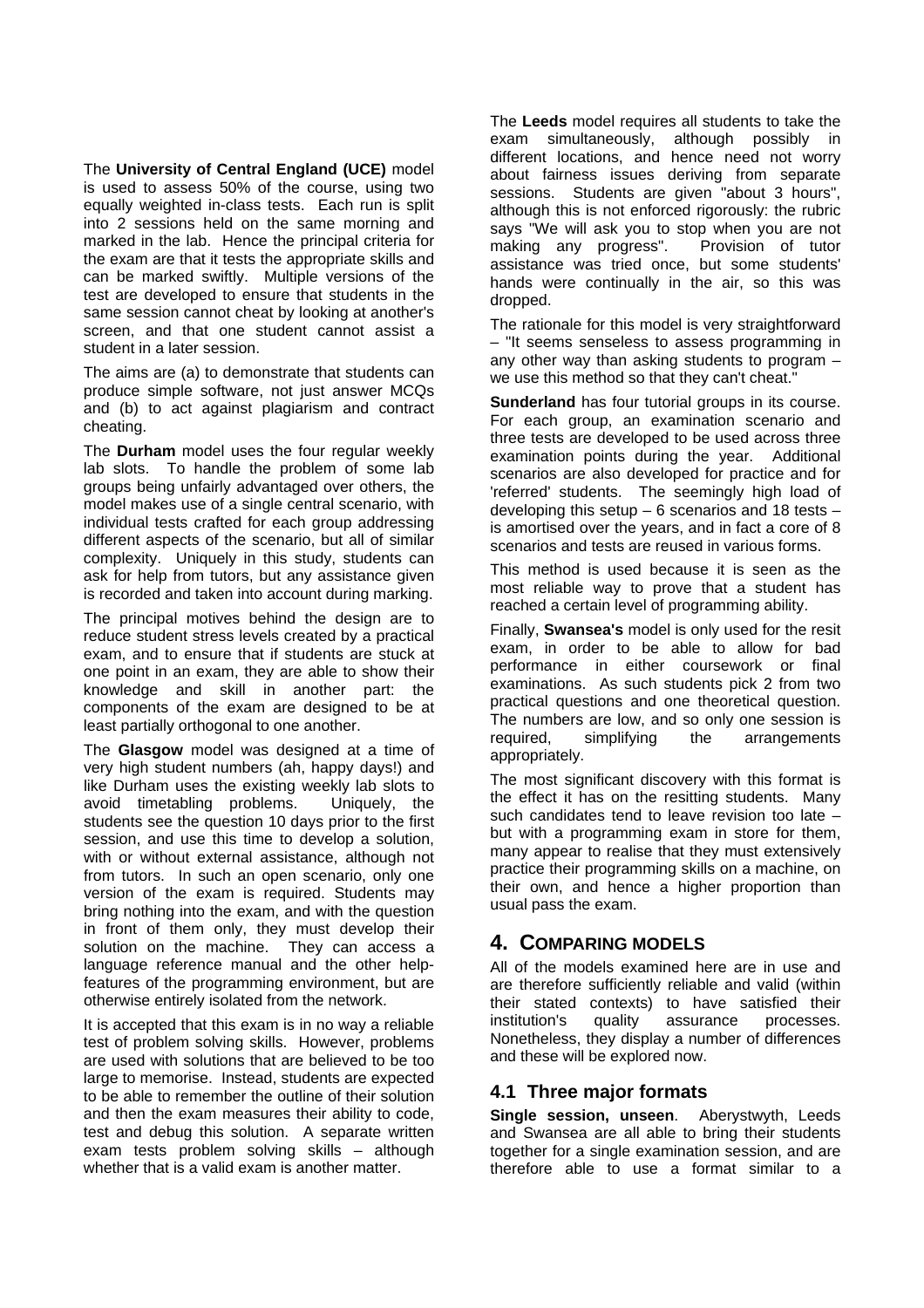The **University of Central England (UCE)** model is used to assess 50% of the course, using two equally weighted in-class tests. Each run is split into 2 sessions held on the same morning and marked in the lab. Hence the principal criteria for the exam are that it tests the appropriate skills and can be marked swiftly. Multiple versions of the test are developed to ensure that students in the same session cannot cheat by looking at another's screen, and that one student cannot assist a student in a later session.

The aims are (a) to demonstrate that students can produce simple software, not just answer MCQs and (b) to act against plagiarism and contract cheating.

The **Durham** model uses the four regular weekly lab slots. To handle the problem of some lab groups being unfairly advantaged over others, the model makes use of a single central scenario, with individual tests crafted for each group addressing different aspects of the scenario, but all of similar complexity. Uniquely in this study, students can ask for help from tutors, but any assistance given is recorded and taken into account during marking.

The principal motives behind the design are to reduce student stress levels created by a practical exam, and to ensure that if students are stuck at one point in an exam, they are able to show their knowledge and skill in another part: the components of the exam are designed to be at least partially orthogonal to one another.

The **Glasgow** model was designed at a time of very high student numbers (ah, happy days!) and like Durham uses the existing weekly lab slots to avoid timetabling problems. Uniquely, the students see the question 10 days prior to the first session, and use this time to develop a solution, with or without external assistance, although not from tutors. In such an open scenario, only one version of the exam is required. Students may bring nothing into the exam, and with the question in front of them only, they must develop their solution on the machine. They can access a language reference manual and the other help-features of the programming environment, but are otherwise entirely isolated from the network.

It is accepted that this exam is in no way a reliable test of problem solving skills. However, problems are used with solutions that are believed to be too large to memorise. Instead, students are expected to be able to remember the outline of their solution and then the exam measures their ability to code, test and debug this solution. A separate written exam tests problem solving skills – although whether that is a valid exam is another matter.

The **Leeds** model requires all students to take the exam simultaneously, although possibly in different locations, and hence need not worry about fairness issues deriving from separate sessions. Students are given "about 3 hours", although this is not enforced rigorously: the rubric says "We will ask you to stop when you are not making any progress". Provision of tutor assistance was tried once, but some students' hands were continually in the air, so this was dropped.

The rationale for this model is very straightforward – "It seems senseless to assess programming in any other way than asking students to program – we use this method so that they can't cheat."

**Sunderland** has four tutorial groups in its course. For each group, an examination scenario and three tests are developed to be used across three examination points during the year. Additional scenarios are also developed for practice and for 'referred' students. The seemingly high load of developing this setup – 6 scenarios and 18 tests – is amortised over the years, and in fact a core of 8 scenarios and tests are reused in various forms.

This method is used because it is seen as the most reliable way to prove that a student has reached a certain level of programming ability.

Finally, **Swansea's** model is only used for the resit exam, in order to be able to allow for bad performance in either coursework or final examinations. As such students pick 2 from two practical questions and one theoretical question. The numbers are low, and so only one session is required, simplifying the arrangements appropriately.

The most significant discovery with this format is the effect it has on the resitting students. Many such candidates tend to leave revision too late – but with a programming exam in store for them, many appear to realise that they must extensively practice their programming skills on a machine, on their own, and hence a higher proportion than usual pass the exam.

# 4. COMPARING MODELS

All of the models examined here are in use and are therefore sufficiently reliable and valid (within their stated contexts) to have satisfied their institution's quality assurance processes. Nonetheless, they display a number of differences and these will be explored now.

## 4.1 Three major formats

**Single session, unseen**. Aberystwyth, Leeds and Swansea are all able to bring their students together for a single examination session, and are therefore able to use a format similar to a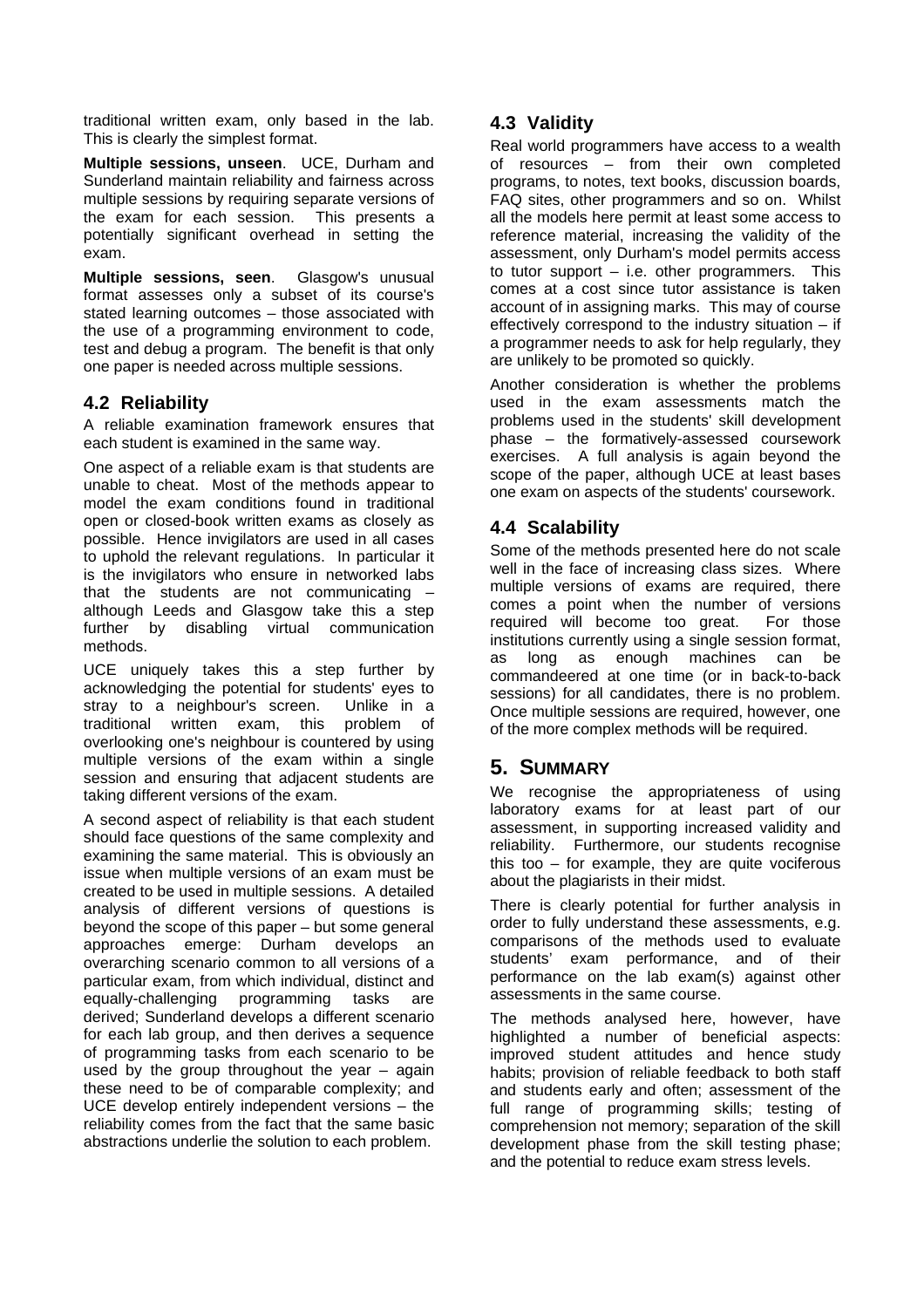traditional written exam, only based in the lab. This is clearly the simplest format.

**Multiple sessions, unseen**. UCE, Durham and Sunderland maintain reliability and fairness across multiple sessions by requiring separate versions of the exam for each session. This presents a potentially significant overhead in setting the exam.

**Multiple sessions, seen**. Glasgow's unusual format assesses only a subset of its course's stated learning outcomes – those associated with the use of a programming environment to code, test and debug a program. The benefit is that only one paper is needed across multiple sessions.

### 4.2 Reliability

A reliable examination framework ensures that each student is examined in the same way.

One aspect of a reliable exam is that students are unable to cheat. Most of the methods appear to model the exam conditions found in traditional open or closed-book written exams as closely as possible. Hence invigilators are used in all cases to uphold the relevant regulations. In particular it is the invigilators who ensure in networked labs that the students are not communicating – although Leeds and Glasgow take this a step further by disabling virtual communication methods.

UCE uniquely takes this a step further by acknowledging the potential for students' eyes to stray to a neighbour's screen. Unlike in a traditional written exam, this problem of overlooking one's neighbour is countered by using multiple versions of the exam within a single session and ensuring that adjacent students are taking different versions of the exam.

A second aspect of reliability is that each student should face questions of the same complexity and examining the same material. This is obviously an issue when multiple versions of an exam must be created to be used in multiple sessions. A detailed analysis of different versions of questions is beyond the scope of this paper – but some general approaches emerge: Durham develops an overarching scenario common to all versions of a particular exam, from which individual, distinct and equally-challenging programming tasks are derived; Sunderland develops a different scenario for each lab group, and then derives a sequence of programming tasks from each scenario to be used by the group throughout the year – again these need to be of comparable complexity; and UCE develop entirely independent versions – the reliability comes from the fact that the same basic abstractions underlie the solution to each problem.

### 4.3 Validity

Real world programmers have access to a wealth of resources – from their own completed programs, to notes, text books, discussion boards, FAQ sites, other programmers and so on. Whilst all the models here permit at least some access to reference material, increasing the validity of the assessment, only Durham's model permits access to tutor support – i.e. other programmers. This comes at a cost since tutor assistance is taken account of in assigning marks. This may of course effectively correspond to the industry situation – if a programmer needs to ask for help regularly, they are unlikely to be promoted so quickly.

Another consideration is whether the problems used in the exam assessments match the problems used in the students' skill development phase – the formatively-assessed coursework exercises. A full analysis is again beyond the scope of the paper, although UCE at least bases one exam on aspects of the students' coursework.

### 4.4 Scalability

Some of the methods presented here do not scale well in the face of increasing class sizes. Where multiple versions of exams are required, there comes a point when the number of versions required will become too great. For those institutions currently using a single session format, as long as enough machines can be commandeered at one time (or in back-to-back sessions) for all candidates, there is no problem. Once multiple sessions are required, however, one of the more complex methods will be required.

## 5. SUMMARY

We recognise the appropriateness of using laboratory exams for at least part of our assessment, in supporting increased validity and reliability. Furthermore, our students recognise this too – for example, they are quite vociferous about the plagiarists in their midst.

There is clearly potential for further analysis in order to fully understand these assessments, e.g. comparisons of the methods used to evaluate students' exam performance, and of their performance on the lab exam(s) against other assessments in the same course.

The methods analysed here, however, have highlighted a number of beneficial aspects: improved student attitudes and hence study habits; provision of reliable feedback to both staff and students early and often; assessment of the full range of programming skills; testing of comprehension not memory; separation of the skill development phase from the skill testing phase; and the potential to reduce exam stress levels.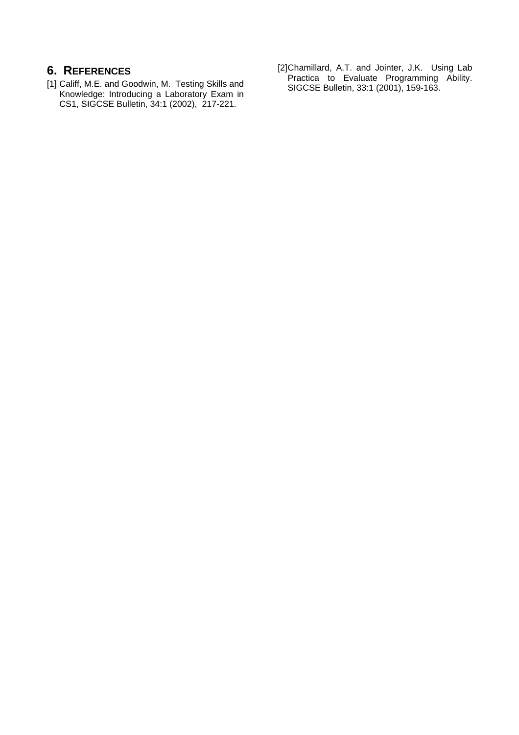## 6. REFERENCES

[1] Califf, M.E. and Goodwin, M. Testing Skills and Knowledge: Introducing a Laboratory Exam in CS1, SIGCSE Bulletin, 34:1 (2002), 217-221.

[2] Chamillard, A.T. and Jointer, J.K. Using Lab Practica to Evaluate Programming Ability. SIGCSE Bulletin, 33:1 (2001), 159-163.